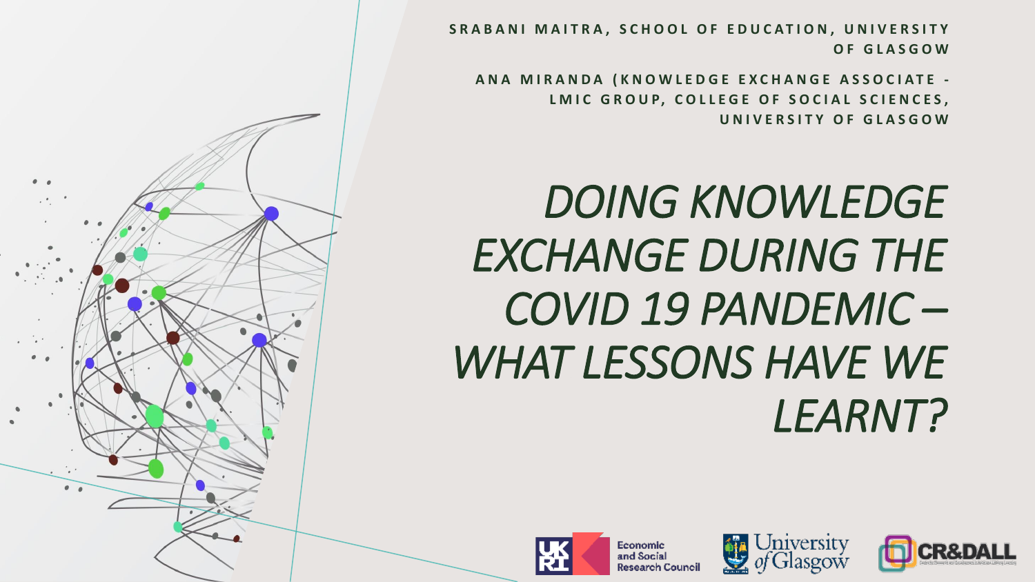SRABANI MAITRA, SCHOOL OF EDUCATION, UNIVERSITY OF GLASGOW

ANA MIRANDA (KNOWLEDGE EXCHANGE ASSOCIATE - LMIC GROUP, COLLEGE OF SOCIAL SCIENCES, UNIVERSITY OF GLASGOW

# *DOING KNOWLEDGE EXCHANGE DURING THE COVID 19 PANDEMIC – WHAT LESSONS HAVE WE LEARNT?*

Economic and Social Research Council

University of Glasgow

CR&DALL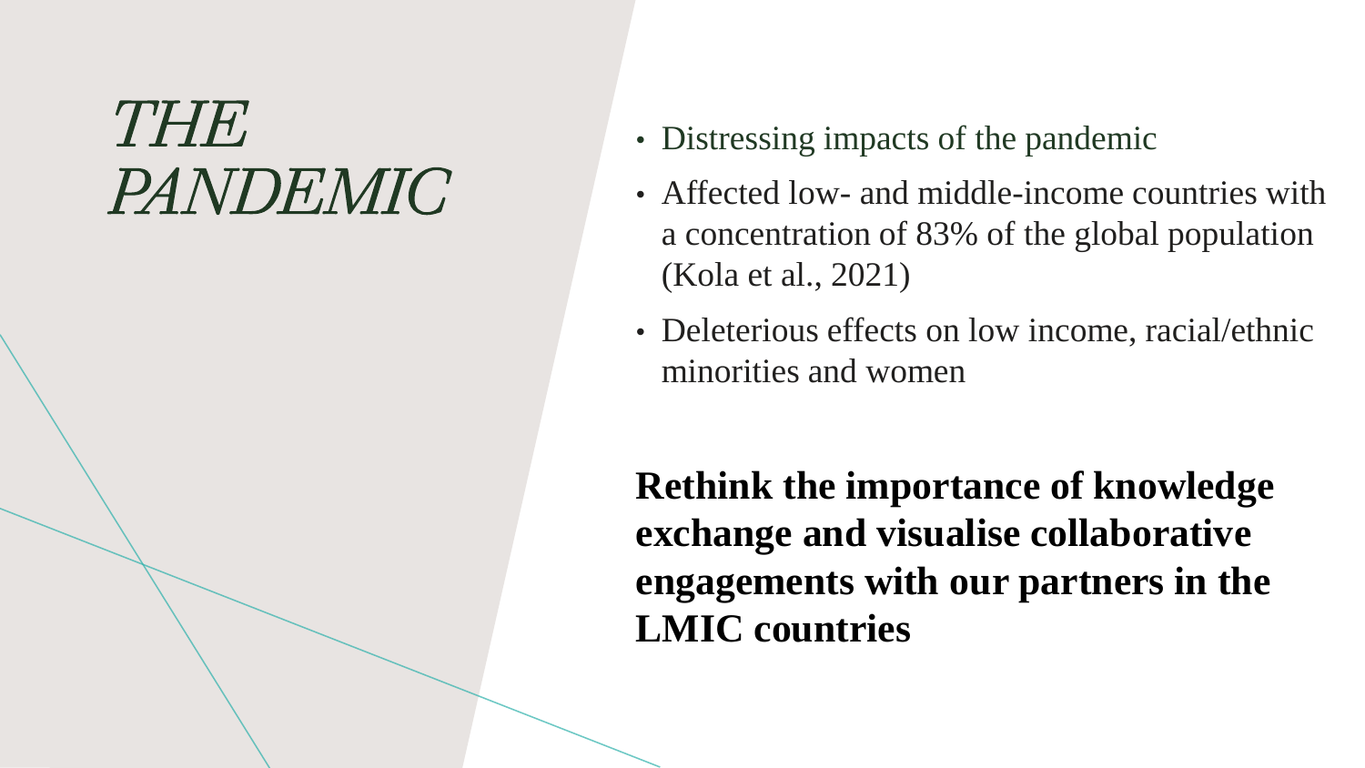# *THE PANDEMIC*

- Distressing impacts of the pandemic
- Affected low- and middle-income countries with a concentration of 83% of the global population (Kola et al., 2021)
- Deleterious effects on low income, racial/ethnic minorities and women

**Rethink the importance of knowledge exchange and visualise collaborative engagements with our partners in the LMIC countries**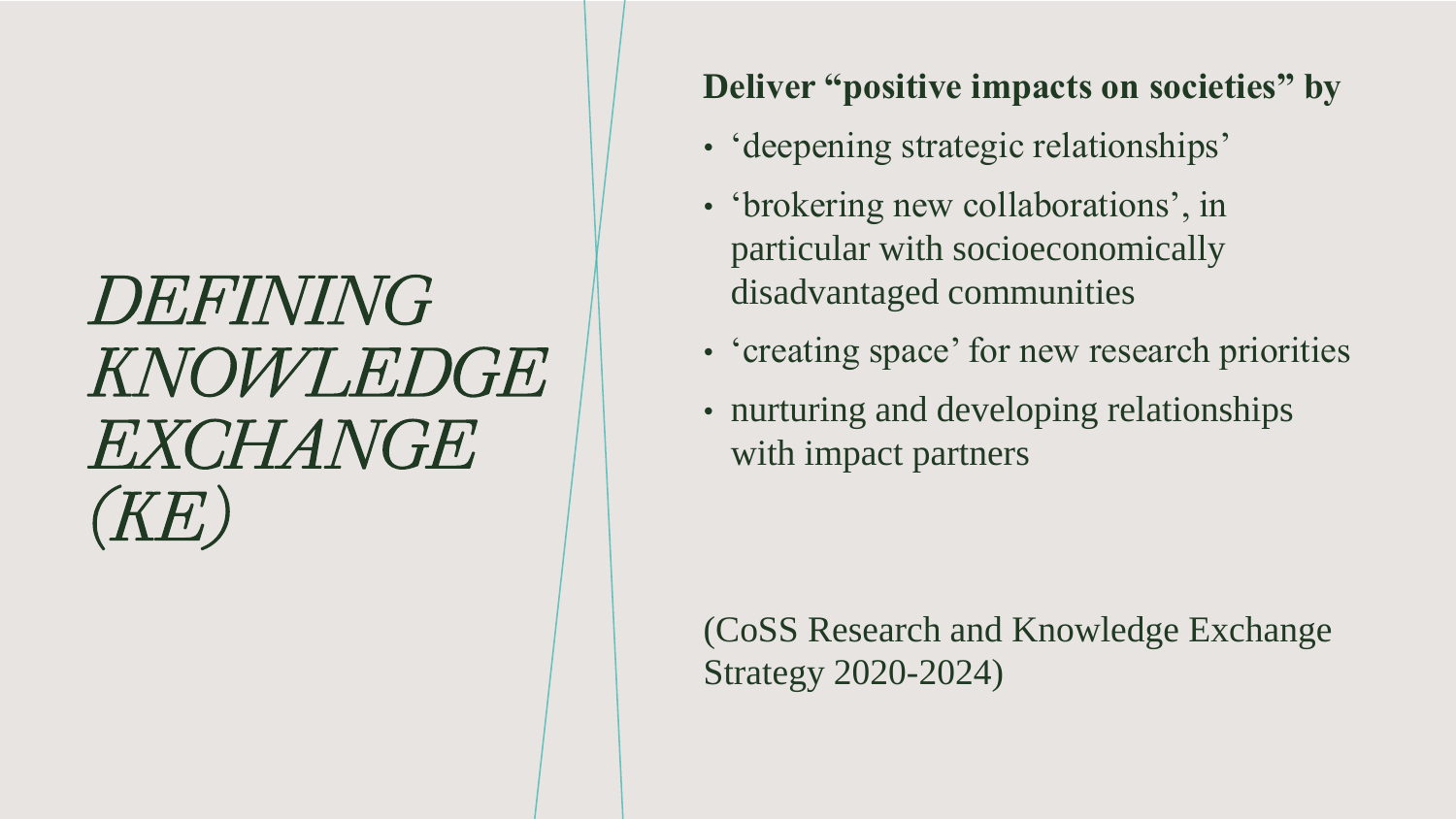# *DEFINING KNOWLEDGE EXCHANGE (KE)*

**Deliver "positive impacts on societies" by**

- 'deepening strategic relationships'
- 'brokering new collaborations', in particular with socioeconomically disadvantaged communities
- 'creating space' for new research priorities
- nurturing and developing relationships with impact partners

(CoSS Research and Knowledge Exchange Strategy 2020-2024)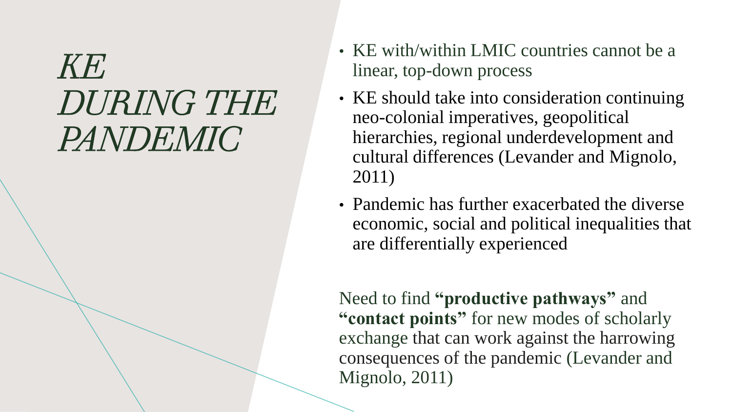# KE DURING THE PANDEMIC

- KE with/within LMIC countries cannot be a linear, top-down process
- KE should take into consideration continuing neo-colonial imperatives, geopolitical hierarchies, regional underdevelopment and cultural differences (Levander and Mignolo, 2011)
- Pandemic has further exacerbated the diverse economic, social and political inequalities that are differentially experienced

Need to find **"productive pathways"** and **"contact points"** for new modes of scholarly exchange that can work against the harrowing consequences of the pandemic (Levander and Mignolo, 2011)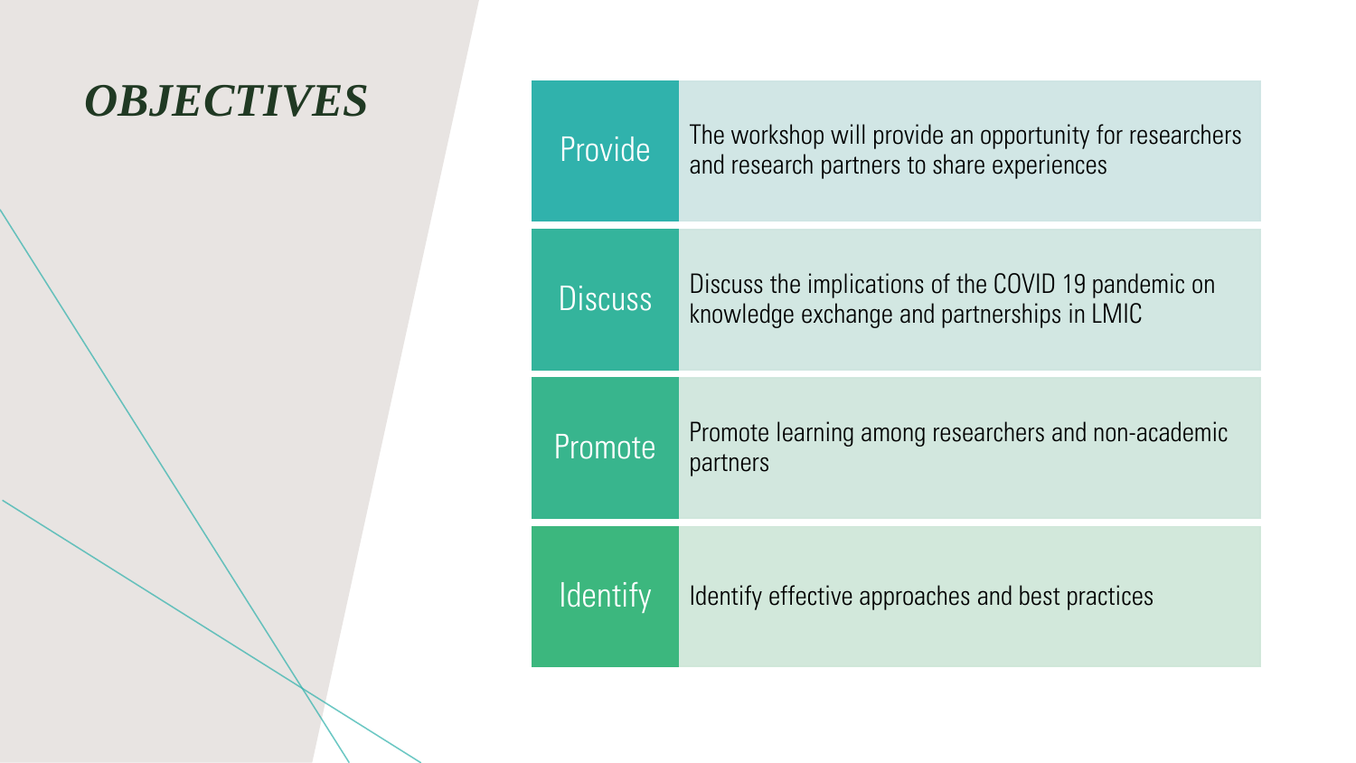# *OBJECTIVES*

| | |
|---|---|
| Provide | The workshop will provide an opportunity for researchers and research partners to share experiences |
| Discuss | Discuss the implications of the COVID 19 pandemic on knowledge exchange and partnerships in LMIC |
| Promote | Promote learning among researchers and non-academic partners |
| Identify | Identify effective approaches and best practices |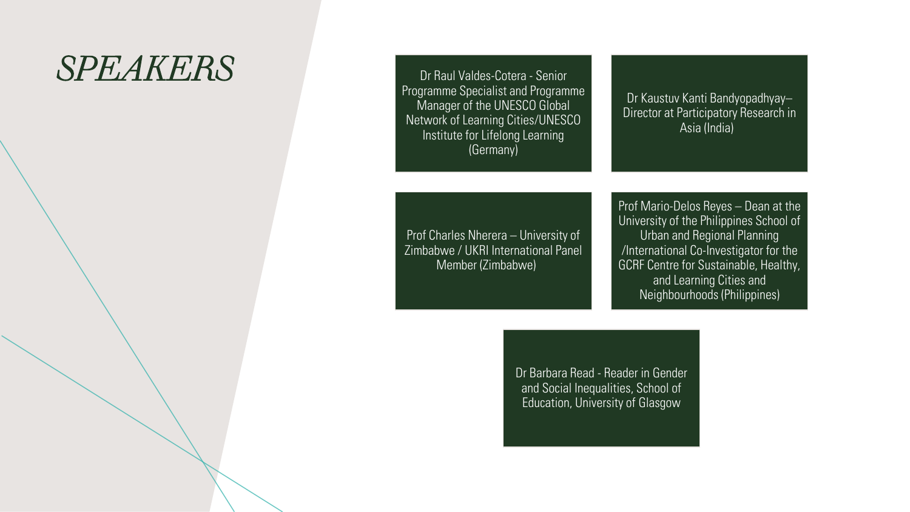# SPEAKERS

- Dr Raul Valdes-Cotera - Senior Programme Specialist and Programme Manager of the UNESCO Global Network of Learning Cities/UNESCO Institute for Lifelong Learning (Germany)
- Dr Kaustuv Kanti Bandyopadhyay– Director at Participatory Research in Asia (India)
- Prof Charles Nherera – University of Zimbabwe / UKRI International Panel Member (Zimbabwe)
- Prof Mario-Delos Reyes – Dean at the University of the Philippines School of Urban and Regional Planning /International Co-Investigator for the GCRF Centre for Sustainable, Healthy, and Learning Cities and Neighbourhoods (Philippines)
- Dr Barbara Read - Reader in Gender and Social Inequalities, School of Education, University of Glasgow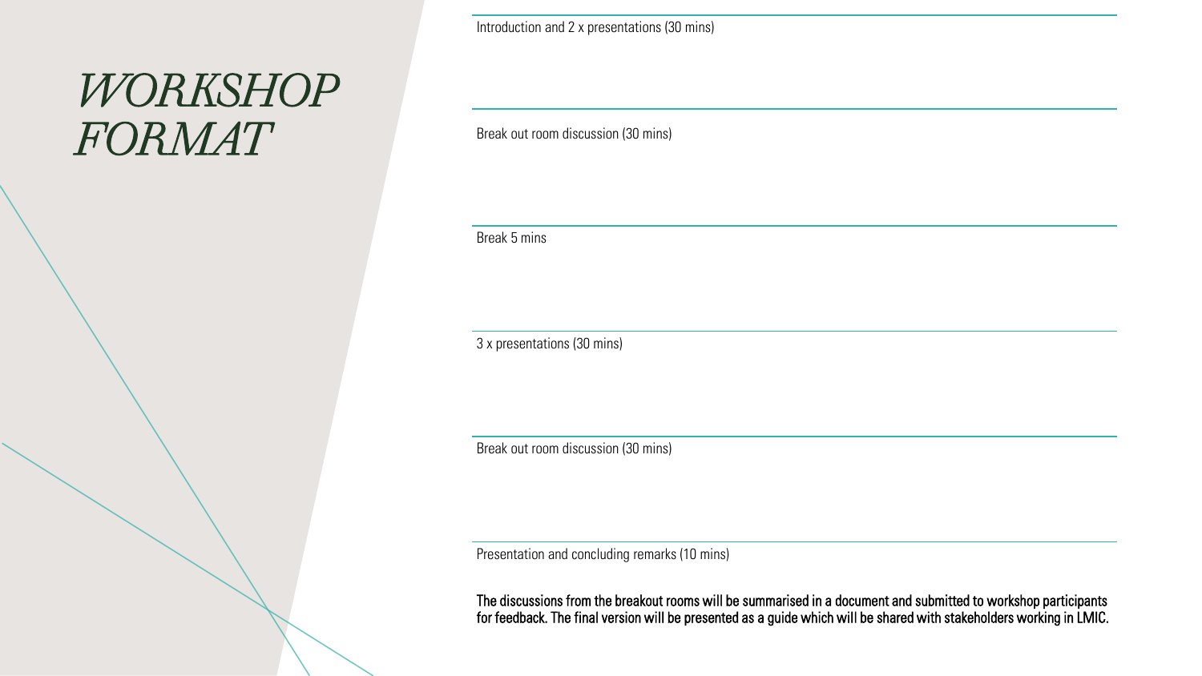# *WORKSHOP FORMAT*

Introduction and 2 x presentations (30 mins)

Break out room discussion (30 mins)

Break 5 mins

3 x presentations (30 mins)

Break out room discussion (30 mins)

Presentation and concluding remarks (10 mins)

**The discussions from the breakout rooms will be summarised in a document and submitted to workshop participants for feedback. The final version will be presented as a guide which will be shared with stakeholders working in LMIC.**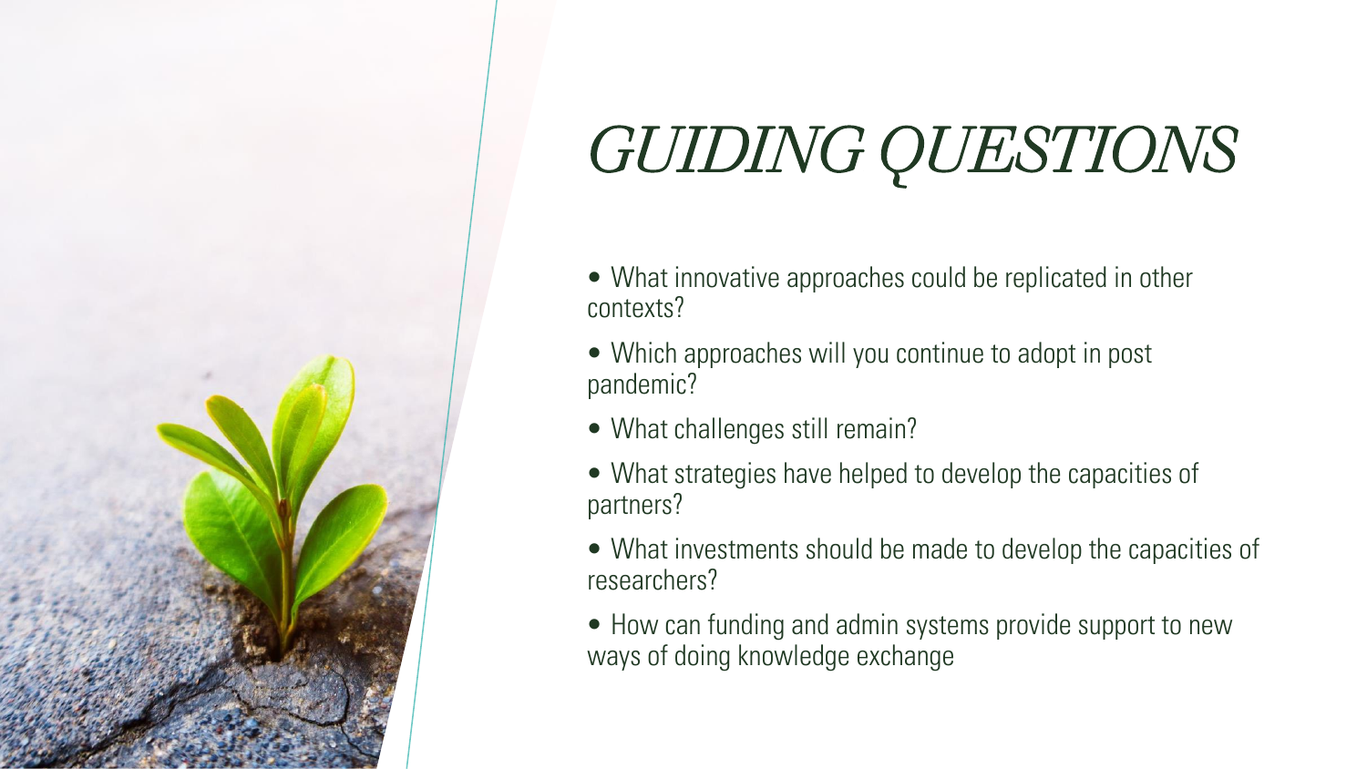# *GUIDING QUESTIONS*

- What innovative approaches could be replicated in other contexts?
- Which approaches will you continue to adopt in post pandemic?
- What challenges still remain?
- What strategies have helped to develop the capacities of partners?
- What investments should be made to develop the capacities of researchers?
- How can funding and admin systems provide support to new ways of doing knowledge exchange